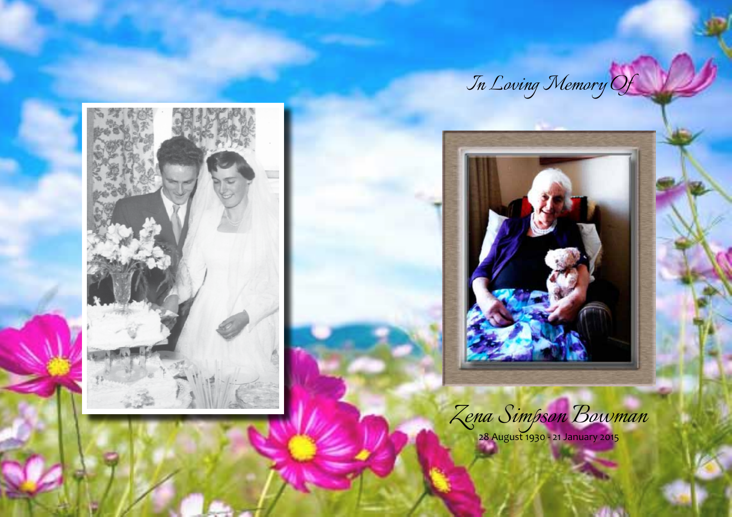*In Loving Memory Of*

# *Zena Simpson Bowman*

28 August 1930 - 21 January 2015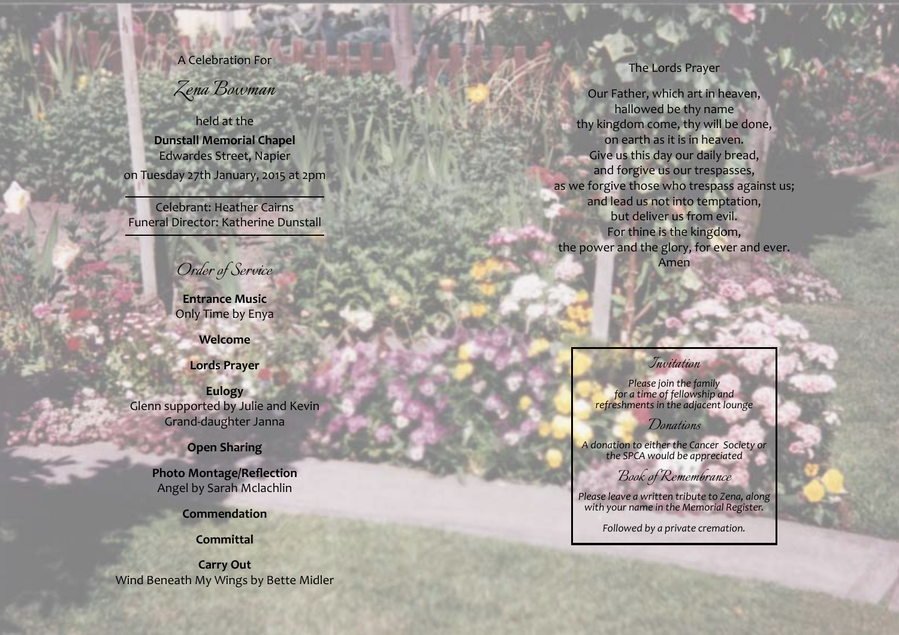A Celebration For

# *Zena Bowman*

held at the

**Dunstall Memorial Chapel**
Edwardes Street, Napier
on Tuesday 27th January, 2015 at 2pm

---

Celebrant: Heather Cairns
Funeral Director: Katherine Dunstall

---

## *Order of Service*

**Entrance Music**
Only Time by Enya

**Welcome**

**Lords Prayer**

**Eulogy**
Glenn supported by Julie and Kevin
Grand-daughter Janna

**Open Sharing**

**Photo Montage/Reflection**
Angel by Sarah Mclachlin

**Commendation**

**Committal**

**Carry Out**
Wind Beneath My Wings by Bette Midler

## The Lords Prayer

Our Father, which art in heaven,
hallowed be thy name
thy kingdom come, thy will be done,
on earth as it is in heaven.
Give us this day our daily bread,
and forgive us our trespasses,
as we forgive those who trespass against us;
and lead us not into temptation,
but deliver us from evil.
For thine is the kingdom,
the power and the glory, for ever and ever.
Amen

### *Invitation*

*Please join the family for a time of fellowship and refreshments in the adjacent lounge*

### *Donations*

*A donation to either the Cancer Society or the SPCA would be appreciated*

### *Book of Remembrance*

*Please leave a written tribute to Zena, along with your name in the Memorial Register.*

*Followed by a private cremation.*